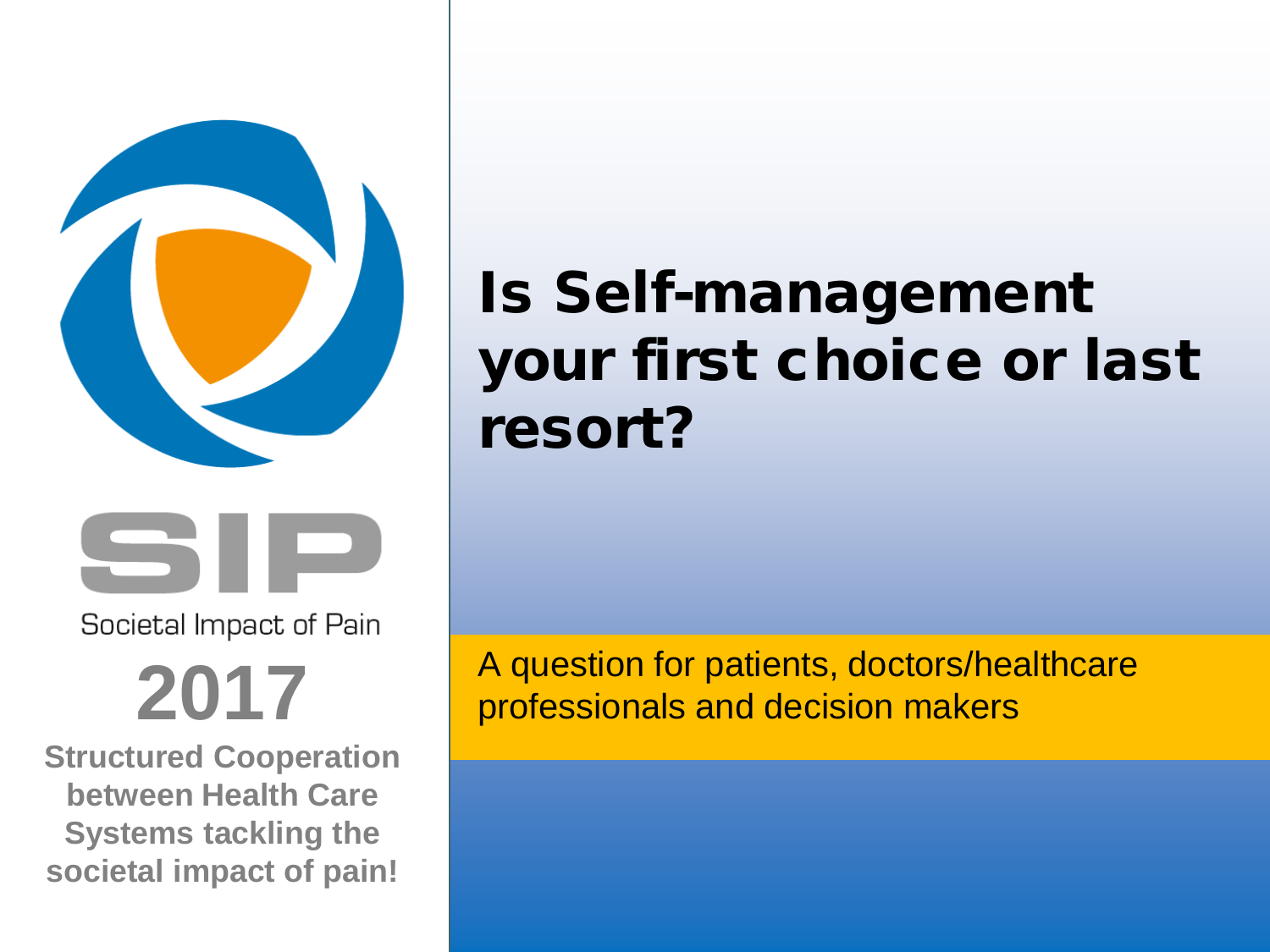SIP

Societal Impact of Pain

**2017**

**Structured Cooperation between Health Care Systems tackling the societal impact of pain!**

# Is Self-management your first choice or last resort?

A question for patients, doctors/healthcare professionals and decision makers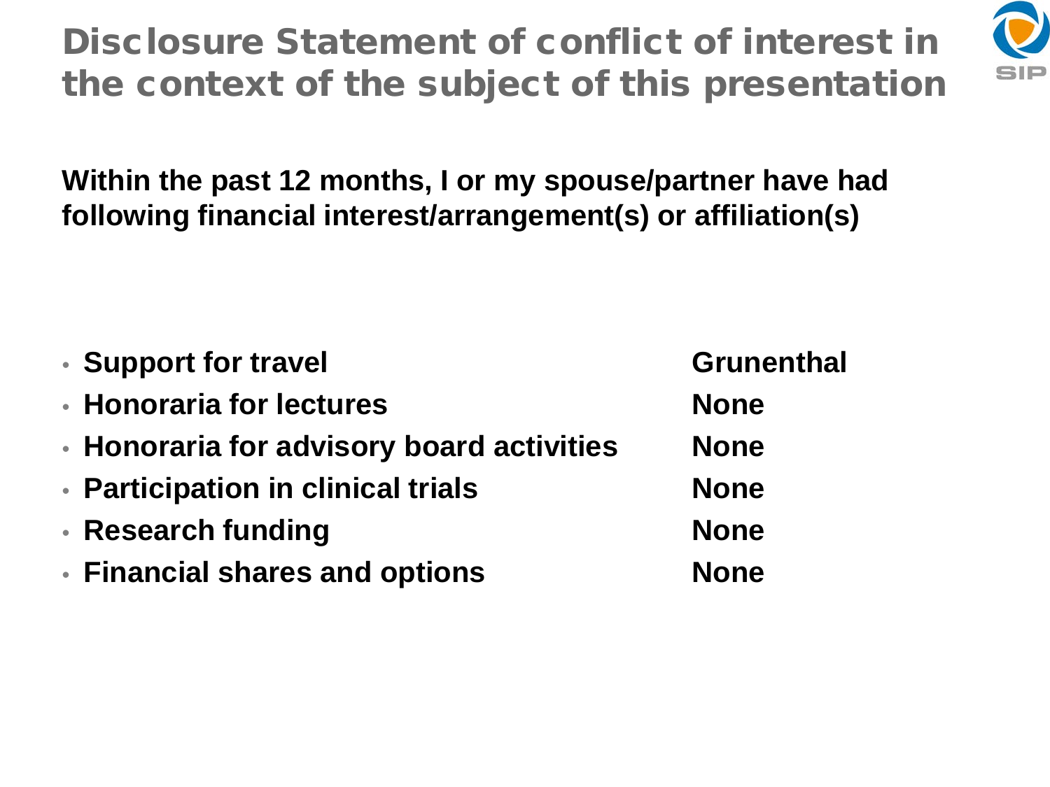# Disclosure Statement of conflict of interest in the context of the subject of this presentation

**Within the past 12 months, I or my spouse/partner have had following financial interest/arrangement(s) or affiliation(s)**

| | |
|---|---|
| **Support for travel** | **Grunenthal** |
| **Honoraria for lectures** | **None** |
| **Honoraria for advisory board activities** | **None** |
| **Participation in clinical trials** | **None** |
| **Research funding** | **None** |
| **Financial shares and options** | **None** |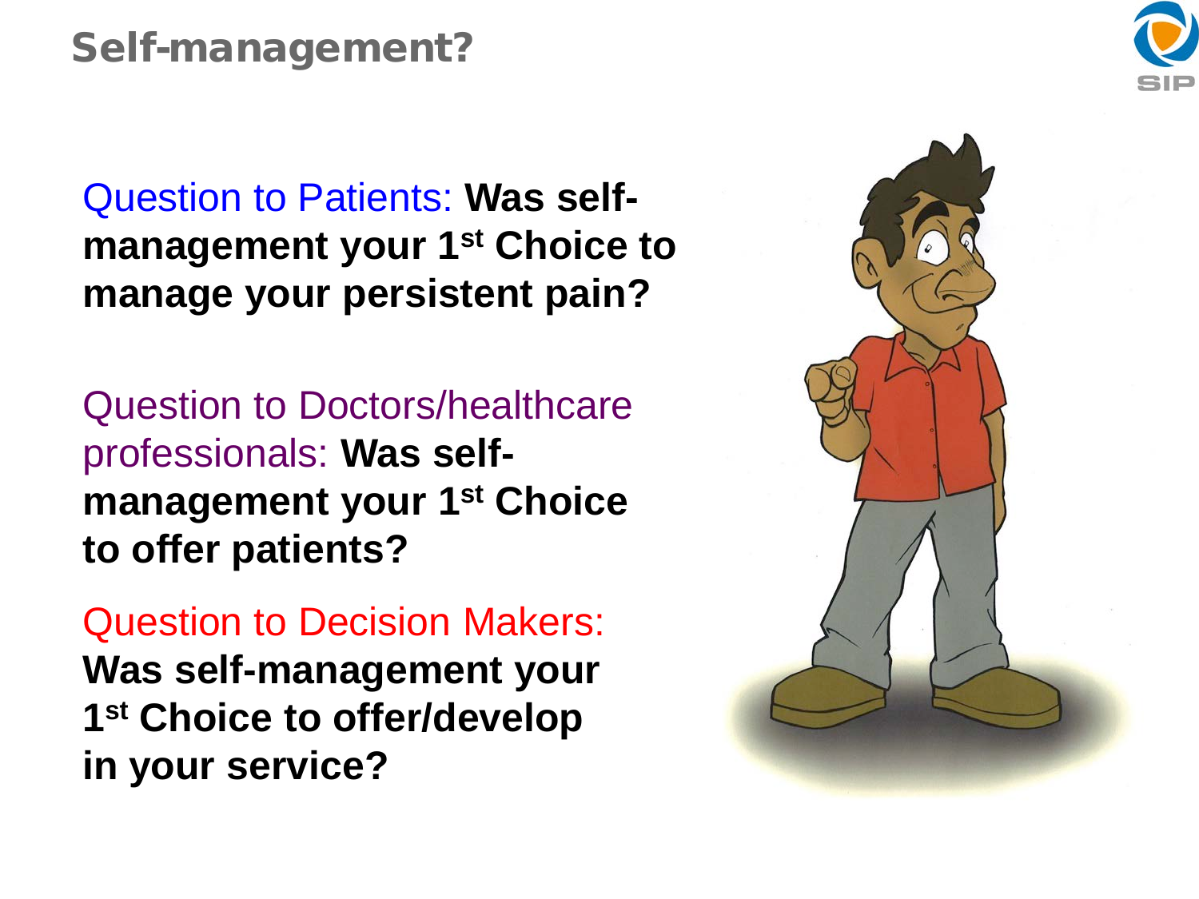# Self-management?

Question to Patients: **Was self-management your 1st Choice to manage your persistent pain?**

Question to Doctors/healthcare professionals: **Was self-management your 1st Choice to offer patients?**

Question to Decision Makers: **Was self-management your 1st Choice to offer/develop in your service?**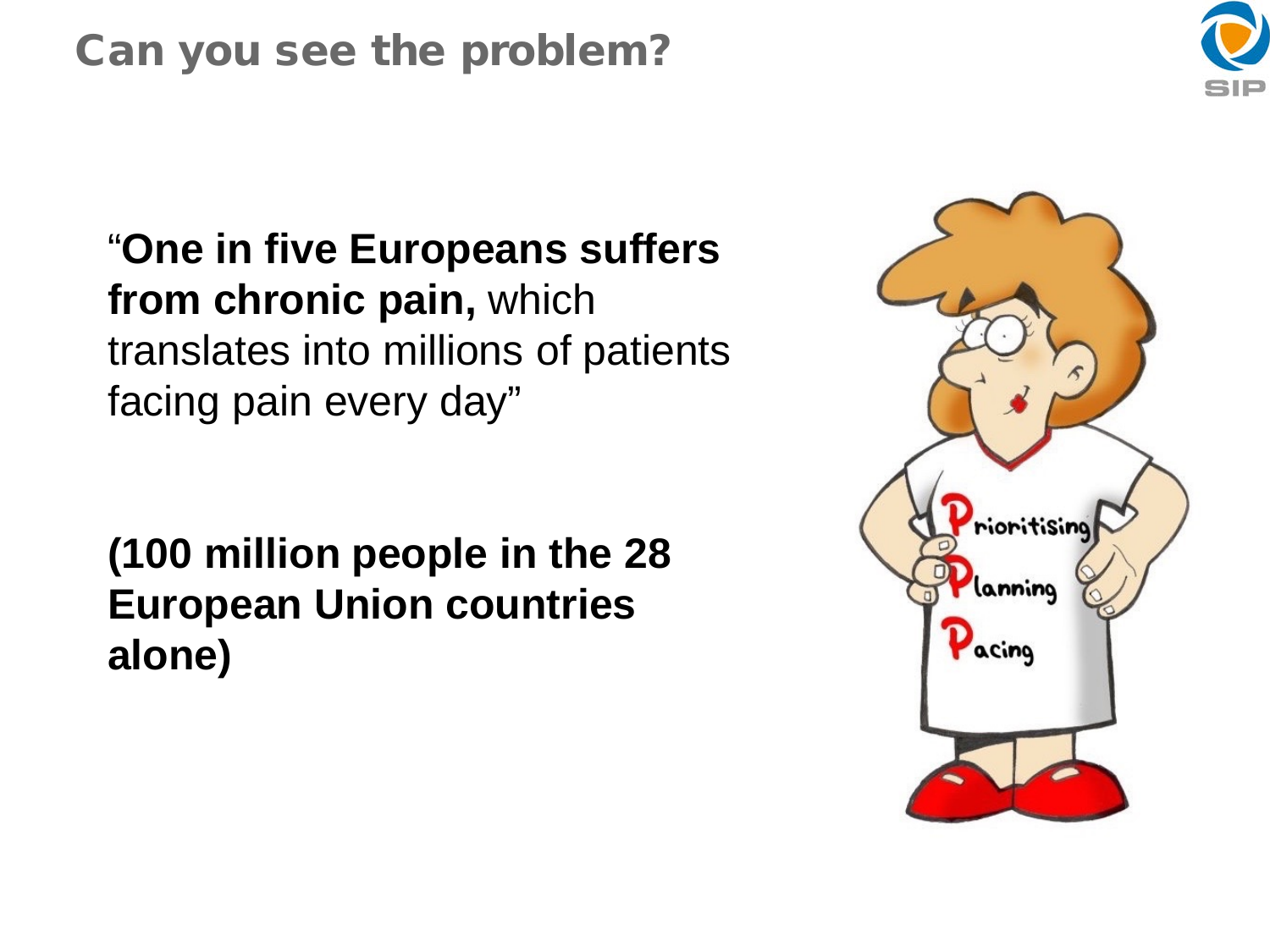# Can you see the problem?

"**One in five Europeans suffers from chronic pain,** which translates into millions of patients facing pain every day"

**(100 million people in the 28 European Union countries alone)**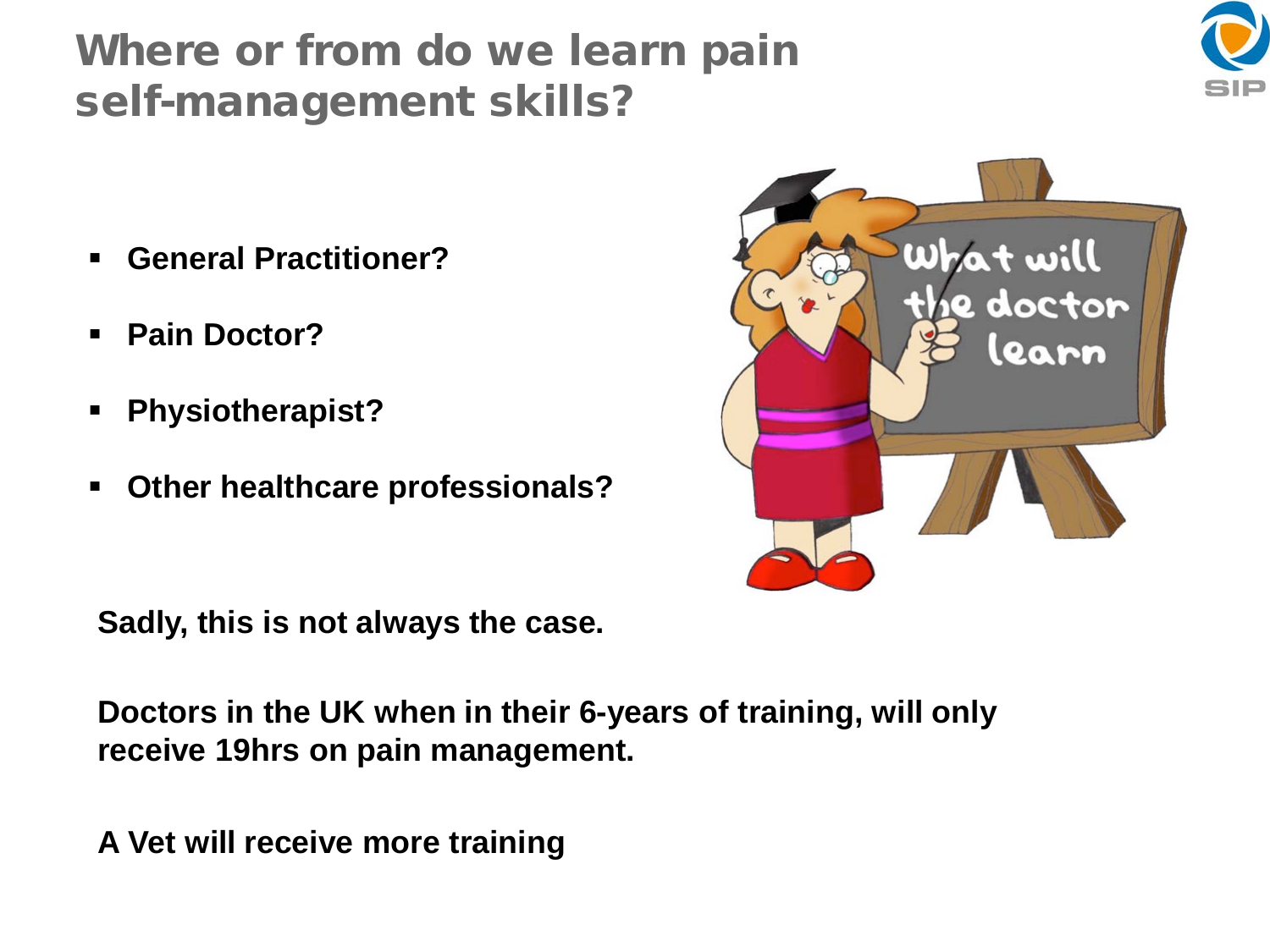# Where or from do we learn pain self-management skills?

- **General Practitioner?**
- **Pain Doctor?**
- **Physiotherapist?**
- **Other healthcare professionals?**

**Sadly, this is not always the case.**

**Doctors in the UK when in their 6-years of training, will only receive 19hrs on pain management.**

**A Vet will receive more training**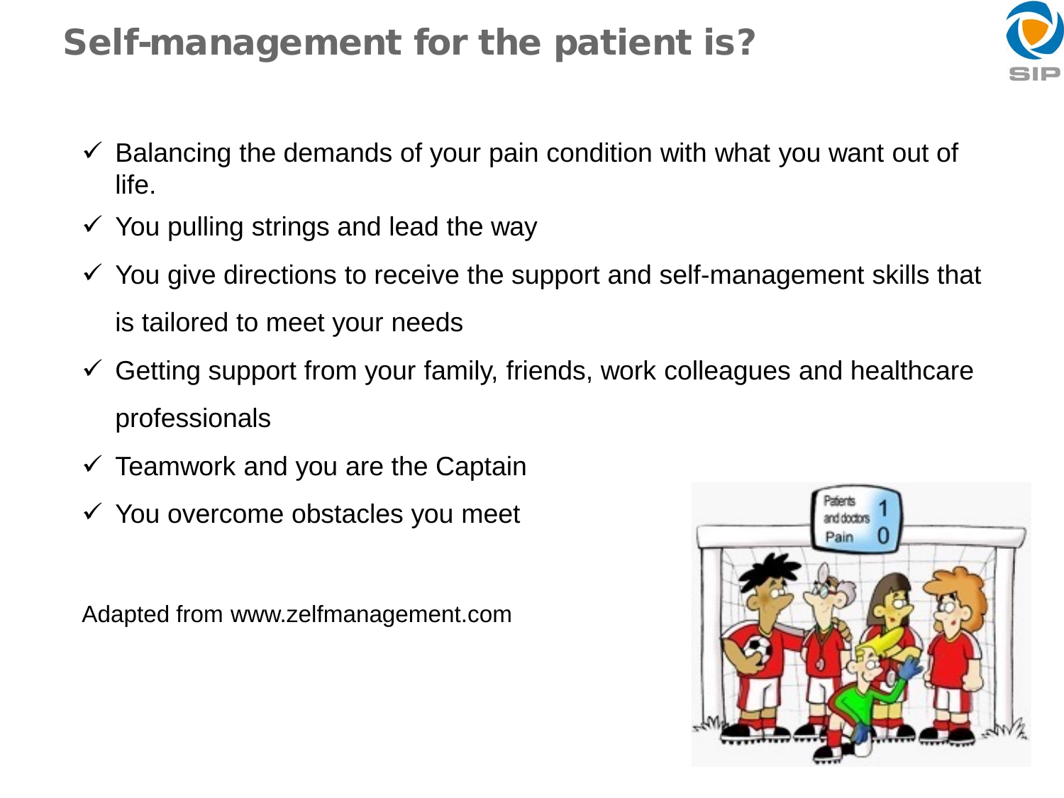# Self-management for the patient is?

- ✓ Balancing the demands of your pain condition with what you want out of life.
- ✓ You pulling strings and lead the way
- ✓ You give directions to receive the support and self-management skills that is tailored to meet your needs
- ✓ Getting support from your family, friends, work colleagues and healthcare professionals
- ✓ Teamwork and you are the Captain
- ✓ You overcome obstacles you meet

Adapted from www.zelfmanagement.com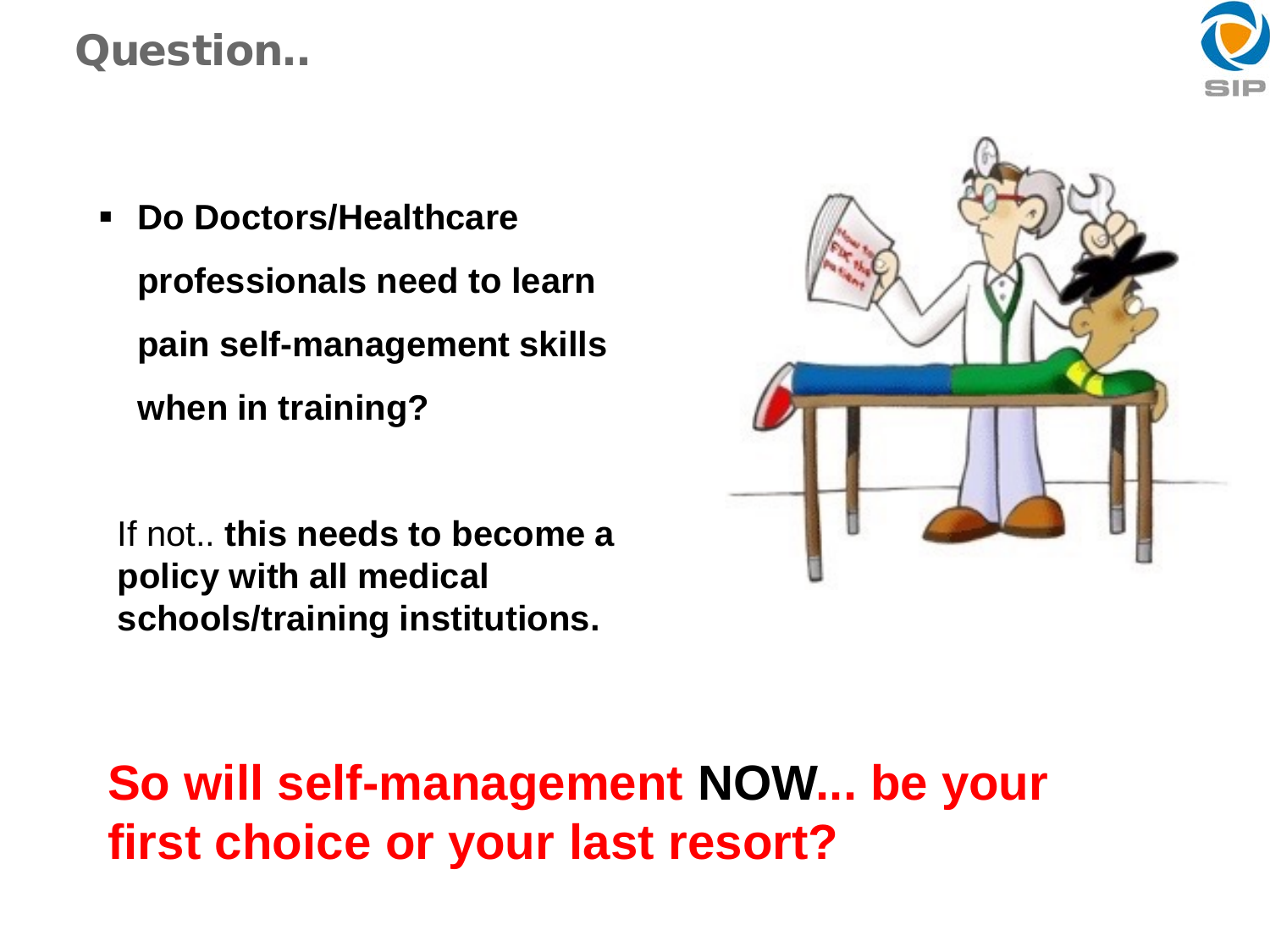# Question..

- **Do Doctors/Healthcare professionals need to learn pain self-management skills when in training?**

If not.. **this needs to become a policy with all medical schools/training institutions.**

**So will self-management NOW... be your first choice or your last resort?**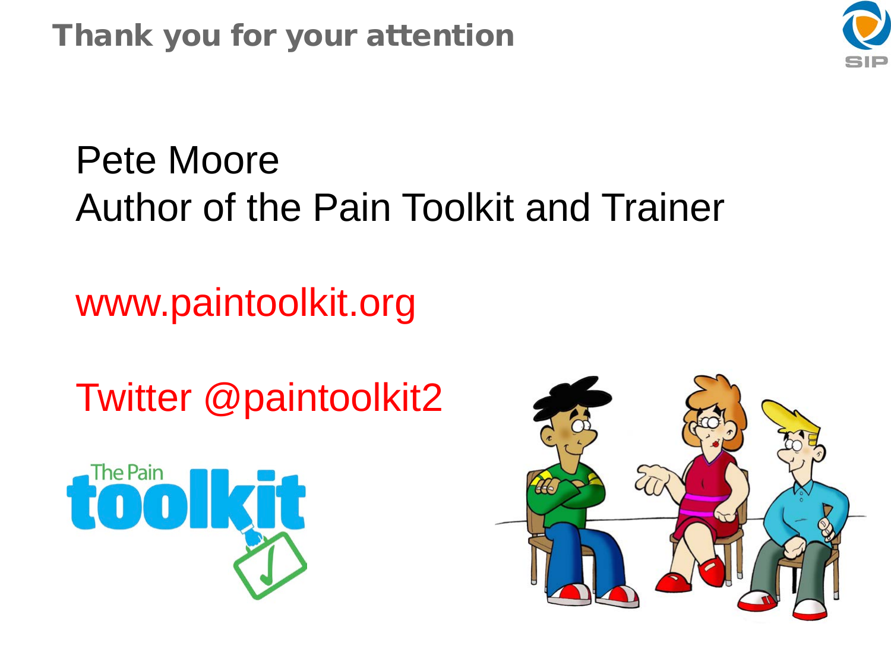# Thank you for your attention

Pete Moore
Author of the Pain Toolkit and Trainer

www.paintoolkit.org

Twitter @paintoolkit2